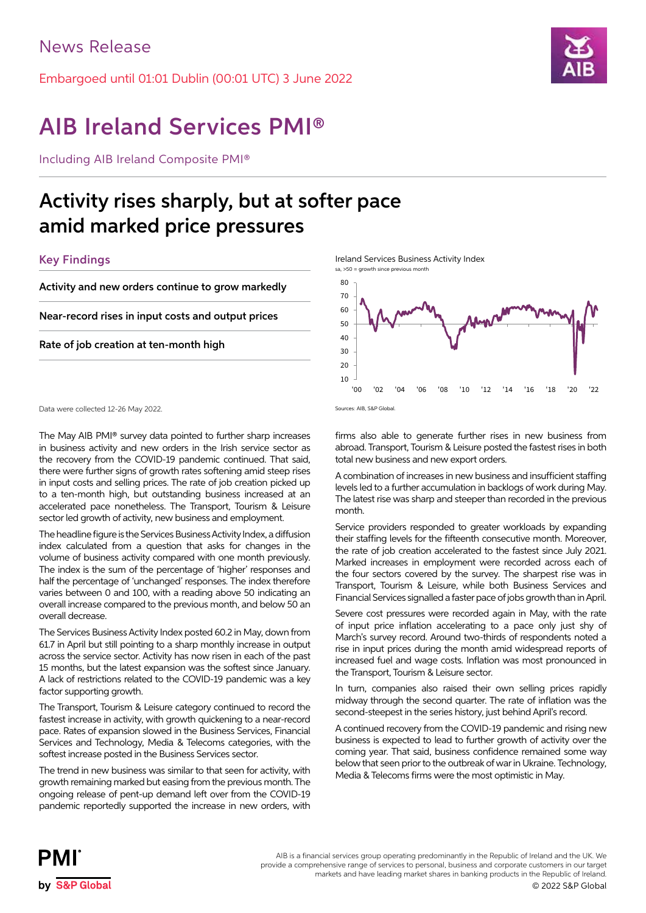News Release

Embargoed until 01:01 Dublin (00:01 UTC) 3 June 2022

# AIB Ireland Services PMI®

Including AIB Ireland Composite PMI®

## Activity rises sharply, but at softer pace amid marked price pressures

### Key Findings

**Activity and new orders continue to grow markedly**

**Near-record rises in input costs and output prices**

**Rate of job creation at ten-month high**

Ireland Services Business Activity Index
sa, >50 = growth since previous month

Sources: AIB, S&P Global.

Data were collected 12-26 May 2022.

The May AIB PMI® survey data pointed to further sharp increases in business activity and new orders in the Irish service sector as the recovery from the COVID-19 pandemic continued. That said, there were further signs of growth rates softening amid steep rises in input costs and selling prices. The rate of job creation picked up to a ten-month high, but outstanding business increased at an accelerated pace nonetheless. The Transport, Tourism & Leisure sector led growth of activity, new business and employment.

The headline figure is the Services Business Activity Index, a diffusion index calculated from a question that asks for changes in the volume of business activity compared with one month previously. The index is the sum of the percentage of 'higher' responses and half the percentage of 'unchanged' responses. The index therefore varies between 0 and 100, with a reading above 50 indicating an overall increase compared to the previous month, and below 50 an overall decrease.

The Services Business Activity Index posted 60.2 in May, down from 61.7 in April but still pointing to a sharp monthly increase in output across the service sector. Activity has now risen in each of the past 15 months, but the latest expansion was the softest since January. A lack of restrictions related to the COVID-19 pandemic was a key factor supporting growth.

The Transport, Tourism & Leisure category continued to record the fastest increase in activity, with growth quickening to a near-record pace. Rates of expansion slowed in the Business Services, Financial Services and Technology, Media & Telecoms categories, with the softest increase posted in the Business Services sector.

The trend in new business was similar to that seen for activity, with growth remaining marked but easing from the previous month. The ongoing release of pent-up demand left over from the COVID-19 pandemic reportedly supported the increase in new orders, with firms also able to generate further rises in new business from abroad. Transport, Tourism & Leisure posted the fastest rises in both total new business and new export orders.

A combination of increases in new business and insufficient staffing levels led to a further accumulation in backlogs of work during May. The latest rise was sharp and steeper than recorded in the previous month.

Service providers responded to greater workloads by expanding their staffing levels for the fifteenth consecutive month. Moreover, the rate of job creation accelerated to the fastest since July 2021. Marked increases in employment were recorded across each of the four sectors covered by the survey. The sharpest rise was in Transport, Tourism & Leisure, while both Business Services and Financial Services signalled a faster pace of jobs growth than in April.

Severe cost pressures were recorded again in May, with the rate of input price inflation accelerating to a pace only just shy of March's survey record. Around two-thirds of respondents noted a rise in input prices during the month amid widespread reports of increased fuel and wage costs. Inflation was most pronounced in the Transport, Tourism & Leisure sector.

In turn, companies also raised their own selling prices rapidly midway through the second quarter. The rate of inflation was the second-steepest in the series history, just behind April's record.

A continued recovery from the COVID-19 pandemic and rising new business is expected to lead to further growth of activity over the coming year. That said, business confidence remained some way below that seen prior to the outbreak of war in Ukraine. Technology, Media & Telecoms firms were the most optimistic in May.

AIB is a financial services group operating predominantly in the Republic of Ireland and the UK. We provide a comprehensive range of services to personal, business and corporate customers in our target markets and have leading market shares in banking products in the Republic of Ireland.

© 2022 S&P Global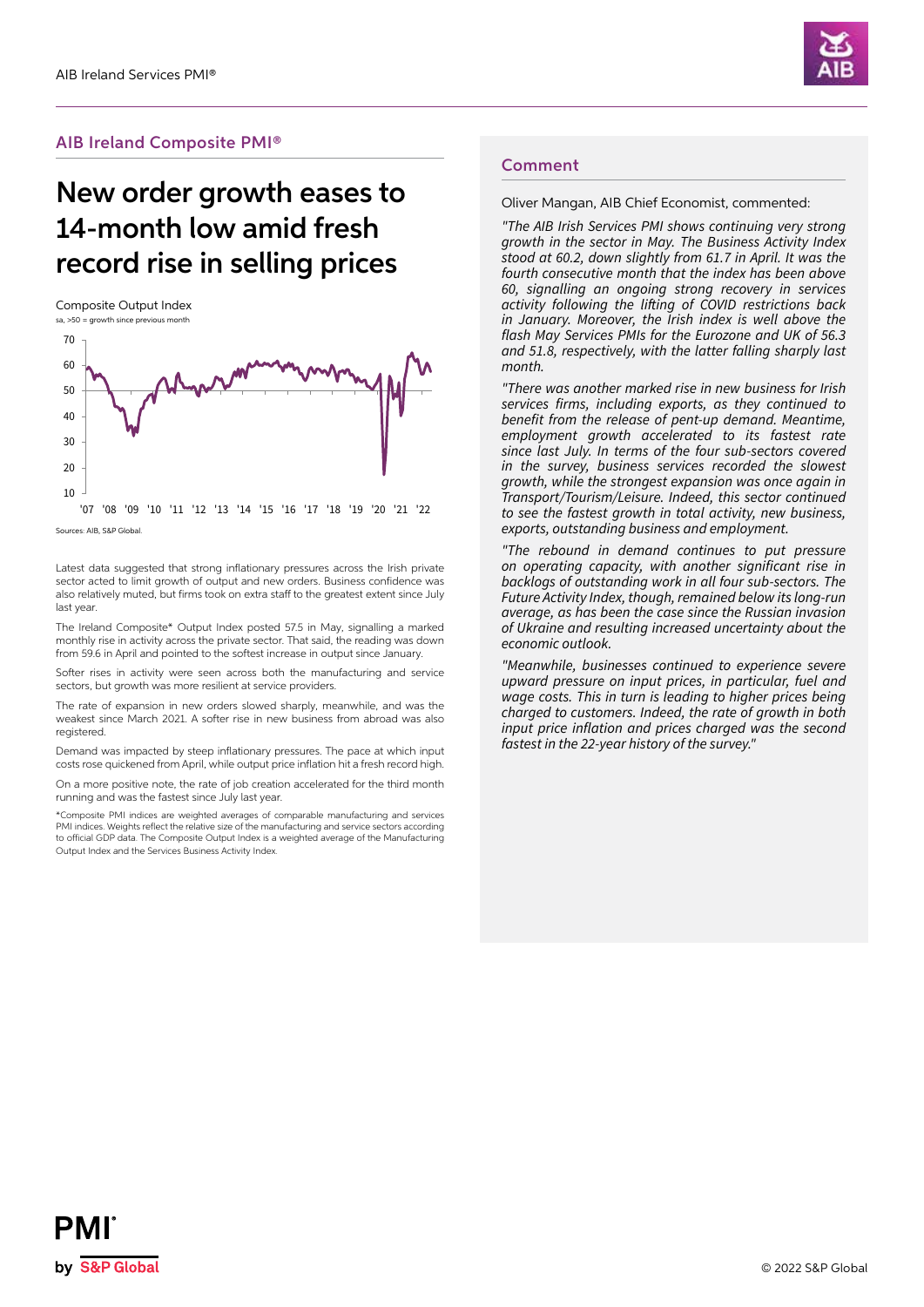## AIB Ireland Composite PMI®

# New order growth eases to 14-month low amid fresh record rise in selling prices

Composite Output Index

sa, >50 = growth since previous month

Sources: AIB, S&P Global.

Latest data suggested that strong inflationary pressures across the Irish private sector acted to limit growth of output and new orders. Business confidence was also relatively muted, but firms took on extra staff to the greatest extent since July last year.

The Ireland Composite* Output Index posted 57.5 in May, signalling a marked monthly rise in activity across the private sector. That said, the reading was down from 59.6 in April and pointed to the softest increase in output since January.

Softer rises in activity were seen across both the manufacturing and service sectors, but growth was more resilient at service providers.

The rate of expansion in new orders slowed sharply, meanwhile, and was the weakest since March 2021. A softer rise in new business from abroad was also registered.

Demand was impacted by steep inflationary pressures. The pace at which input costs rose quickened from April, while output price inflation hit a fresh record high.

On a more positive note, the rate of job creation accelerated for the third month running and was the fastest since July last year.

*Composite PMI indices are weighted averages of comparable manufacturing and services PMI indices. Weights reflect the relative size of the manufacturing and service sectors according to official GDP data. The Composite Output Index is a weighted average of the Manufacturing Output Index and the Services Business Activity Index.

## Comment

Oliver Mangan, AIB Chief Economist, commented:

*"The AIB Irish Services PMI shows continuing very strong growth in the sector in May. The Business Activity Index stood at 60.2, down slightly from 61.7 in April. It was the fourth consecutive month that the index has been above 60, signalling an ongoing strong recovery in services activity following the lifting of COVID restrictions back in January. Moreover, the Irish index is well above the flash May Services PMIs for the Eurozone and UK of 56.3 and 51.8, respectively, with the latter falling sharply last month.*

*"There was another marked rise in new business for Irish services firms, including exports, as they continued to benefit from the release of pent-up demand. Meantime, employment growth accelerated to its fastest rate since last July. In terms of the four sub-sectors covered in the survey, business services recorded the slowest growth, while the strongest expansion was once again in Transport/Tourism/Leisure. Indeed, this sector continued to see the fastest growth in total activity, new business, exports, outstanding business and employment.*

*"The rebound in demand continues to put pressure on operating capacity, with another significant rise in backlogs of outstanding work in all four sub-sectors. The Future Activity Index, though, remained below its long-run average, as has been the case since the Russian invasion of Ukraine and resulting increased uncertainty about the economic outlook.*

*"Meanwhile, businesses continued to experience severe upward pressure on input prices, in particular, fuel and wage costs. This in turn is leading to higher prices being charged to customers. Indeed, the rate of growth in both input price inflation and prices charged was the second fastest in the 22-year history of the survey."*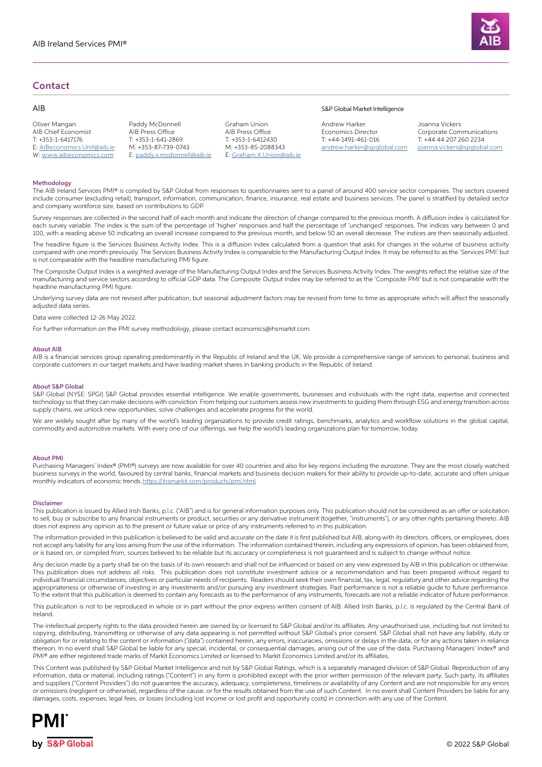## Contact

### AIB

Oliver Mangan
AIB Chief Economist
T: +353-1-6417176
E: AIBeconomics.Unit@aib.ie
W: www.aibeconomics.com

Paddy McDonnell
AIB Press Office
T: +353-1-641-2869
M: +353-87-739-0743
E: paddy.x.mcdonnell@aib.ie

Graham Union
AIB Press Office
T: +353-1-6412430
M: +353-85-2088343
E: Graham.X.Union@aib.ie

### S&P Global Market Intelligence

Andrew Harker
Economics Director
T: +44-1491-461-016
andrew.harker@spglobal.com

Joanna Vickers
Corporate Communications
T: +44 44 207 260 2234
joanna.vickers@spglobal.com

### Methodology

The AIB Ireland Services PMI® is compiled by S&P Global from responses to questionnaires sent to a panel of around 400 service sector companies. The sectors covered include consumer (excluding retail), transport, information, communication, finance, insurance, real estate and business services. The panel is stratified by detailed sector and company workforce size, based on contributions to GDP.

Survey responses are collected in the second half of each month and indicate the direction of change compared to the previous month. A diffusion index is calculated for each survey variable. The index is the sum of the percentage of 'higher' responses and half the percentage of 'unchanged' responses. The indices vary between 0 and 100, with a reading above 50 indicating an overall increase compared to the previous month, and below 50 an overall decrease. The indices are then seasonally adjusted.

The headline figure is the Services Business Activity Index. This is a diffusion index calculated from a question that asks for changes in the volume of business activity compared with one month previously. The Services Business Activity Index is comparable to the Manufacturing Output Index. It may be referred to as the 'Services PMI' but is not comparable with the headline manufacturing PMI figure.

The Composite Output Index is a weighted average of the Manufacturing Output Index and the Services Business Activity Index. The weights reflect the relative size of the manufacturing and service sectors according to official GDP data. The Composite Output Index may be referred to as the 'Composite PMI' but is not comparable with the headline manufacturing PMI figure.

Underlying survey data are not revised after publication, but seasonal adjustment factors may be revised from time to time as appropriate which will affect the seasonally adjusted data series.

Data were collected 12-26 May 2022.

For further information on the PMI survey methodology, please contact economics@ihsmarkit.com.

### About AIB

AIB is a financial services group operating predominantly in the Republic of Ireland and the UK. We provide a comprehensive range of services to personal, business and corporate customers in our target markets and have leading market shares in banking products in the Republic of Ireland.

### About S&P Global

S&P Global (NYSE: SPGI) S&P Global provides essential intelligence. We enable governments, businesses and individuals with the right data, expertise and connected technology so that they can make decisions with conviction. From helping our customers assess new investments to guiding them through ESG and energy transition across supply chains, we unlock new opportunities, solve challenges and accelerate progress for the world.

We are widely sought after by many of the world's leading organizations to provide credit ratings, benchmarks, analytics and workflow solutions in the global capital, commodity and automotive markets. With every one of our offerings, we help the world's leading organizations plan for tomorrow, today.

### About PMI

Purchasing Managers' Index® (PMI®) surveys are now available for over 40 countries and also for key regions including the eurozone. They are the most closely watched business surveys in the world, favoured by central banks, financial markets and business decision makers for their ability to provide up-to-date, accurate and often unique monthly indicators of economic trends. https://ihsmarkit.com/products/pmi.html

### Disclaimer

This publication is issued by Allied Irish Banks, p.l.c. ("AIB") and is for general information purposes only. This publication should not be considered as an offer or solicitation to sell, buy or subscribe to any financial instruments or product, securities or any derivative instrument (together, "instruments"), or any other rights pertaining thereto. AIB does not express any opinion as to the present or future value or price of any instruments referred to in this publication.

The information provided in this publication is believed to be valid and accurate on the date it is first published but AIB, along with its directors, officers, or employees, does not accept any liability for any loss arising from the use of the information. The information contained therein, including any expressions of opinion, has been obtained from, or is based on, or compiled from, sources believed to be reliable but its accuracy or completeness is not guaranteed and is subject to change without notice.

Any decision made by a party shall be on the basis of its own research and shall not be influenced or based on any view expressed by AIB in this publication or otherwise. This publication does not address all risks. This publication does not constitute investment advice or a recommendation and has been prepared without regard to individual financial circumstances, objectives or particular needs of recipients. Readers should seek their own financial, tax, legal, regulatory and other advice regarding the appropriateness or otherwise of investing in any investments and/or pursuing any investment strategies. Past performance is not a reliable guide to future performance. To the extent that this publication is deemed to contain any forecasts as to the performance of any instruments, forecasts are not a reliable indicator of future performance.

This publication is not to be reproduced in whole or in part without the prior express written consent of AIB. Allied Irish Banks, p.l.c. is regulated by the Central Bank of Ireland.

The intellectual property rights to the data provided herein are owned by or licensed to S&P Global and/or its affiliates. Any unauthorised use, including but not limited to copying, distributing, transmitting or otherwise of any data appearing is not permitted without S&P Global's prior consent. S&P Global shall not have any liability, duty or obligation for or relating to the content or information ("data") contained herein, any errors, inaccuracies, omissions or delays in the data, or for any actions taken in reliance thereon. In no event shall S&P Global be liable for any special, incidental, or consequential damages, arising out of the use of the data. Purchasing Managers' Index® and PMI® are either registered trade marks of Markit Economics Limited or licensed to Markit Economics Limited and/or its affiliates.

This Content was published by S&P Global Market Intelligence and not by S&P Global Ratings, which is a separately managed division of S&P Global. Reproduction of any information, data or material, including ratings ("Content") in any form is prohibited except with the prior written permission of the relevant party. Such party, its affiliates and suppliers ("Content Providers") do not guarantee the accuracy, adequacy, completeness, timeliness or availability of any Content and are not responsible for any errors or omissions (negligent or otherwise), regardless of the cause, or for the results obtained from the use of such Content. In no event shall Content Providers be liable for any damages, costs, expenses, legal fees, or losses (including lost income or lost profit and opportunity costs) in connection with any use of the Content.

© 2022 S&P Global